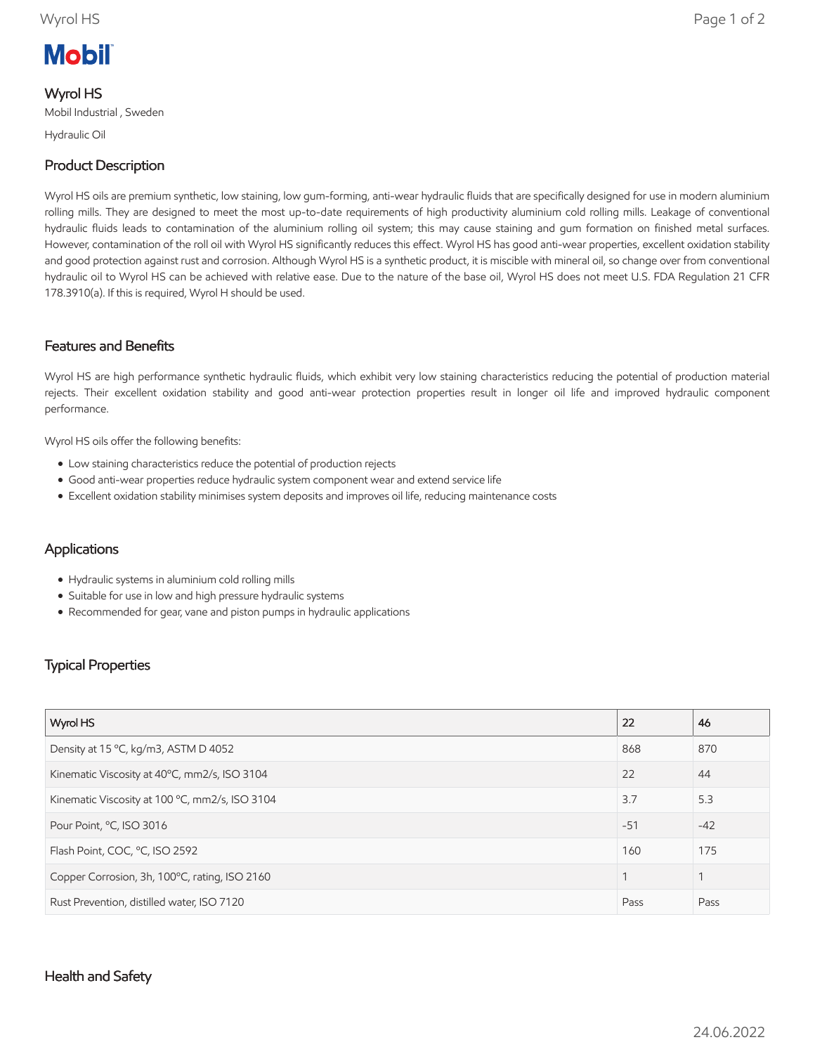Mobil

# Wyrol HS

Mobil Industrial , Sweden

Hydraulic Oil

## Product Description

Wyrol HS oils are premium synthetic, low staining, low gum-forming, anti-wear hydraulic fluids that are specifically designed for use in modern aluminium rolling mills. They are designed to meet the most up-to-date requirements of high productivity aluminium cold rolling mills. Leakage of conventional hydraulic fluids leads to contamination of the aluminium rolling oil system; this may cause staining and gum formation on finished metal surfaces. However, contamination of the roll oil with Wyrol HS significantly reduces this effect. Wyrol HS has good anti-wear properties, excellent oxidation stability and good protection against rust and corrosion. Although Wyrol HS is a synthetic product, it is miscible with mineral oil, so change over from conventional hydraulic oil to Wyrol HS can be achieved with relative ease. Due to the nature of the base oil, Wyrol HS does not meet U.S. FDA Regulation 21 CFR 178.3910(a). If this is required, Wyrol H should be used.

## Features and Benefits

Wyrol HS are high performance synthetic hydraulic fluids, which exhibit very low staining characteristics reducing the potential of production material rejects. Their excellent oxidation stability and good anti-wear protection properties result in longer oil life and improved hydraulic component performance.

Wyrol HS oils offer the following benefits:

- Low staining characteristics reduce the potential of production rejects
- Good anti-wear properties reduce hydraulic system component wear and extend service life
- Excellent oxidation stability minimises system deposits and improves oil life, reducing maintenance costs

## Applications

- Hydraulic systems in aluminium cold rolling mills
- Suitable for use in low and high pressure hydraulic systems
- Recommended for gear, vane and piston pumps in hydraulic applications

## Typical Properties

| Wyrol HS | 22 | 46 |
|---|---|---|
| Density at 15 °C, kg/m3, ASTM D 4052 | 868 | 870 |
| Kinematic Viscosity at 40°C, mm2/s, ISO 3104 | 22 | 44 |
| Kinematic Viscosity at 100 °C, mm2/s, ISO 3104 | 3.7 | 5.3 |
| Pour Point, °C, ISO 3016 | -51 | -42 |
| Flash Point, COC, °C, ISO 2592 | 160 | 175 |
| Copper Corrosion, 3h, 100°C, rating, ISO 2160 | 1 | 1 |
| Rust Prevention, distilled water, ISO 7120 | Pass | Pass |

## Health and Safety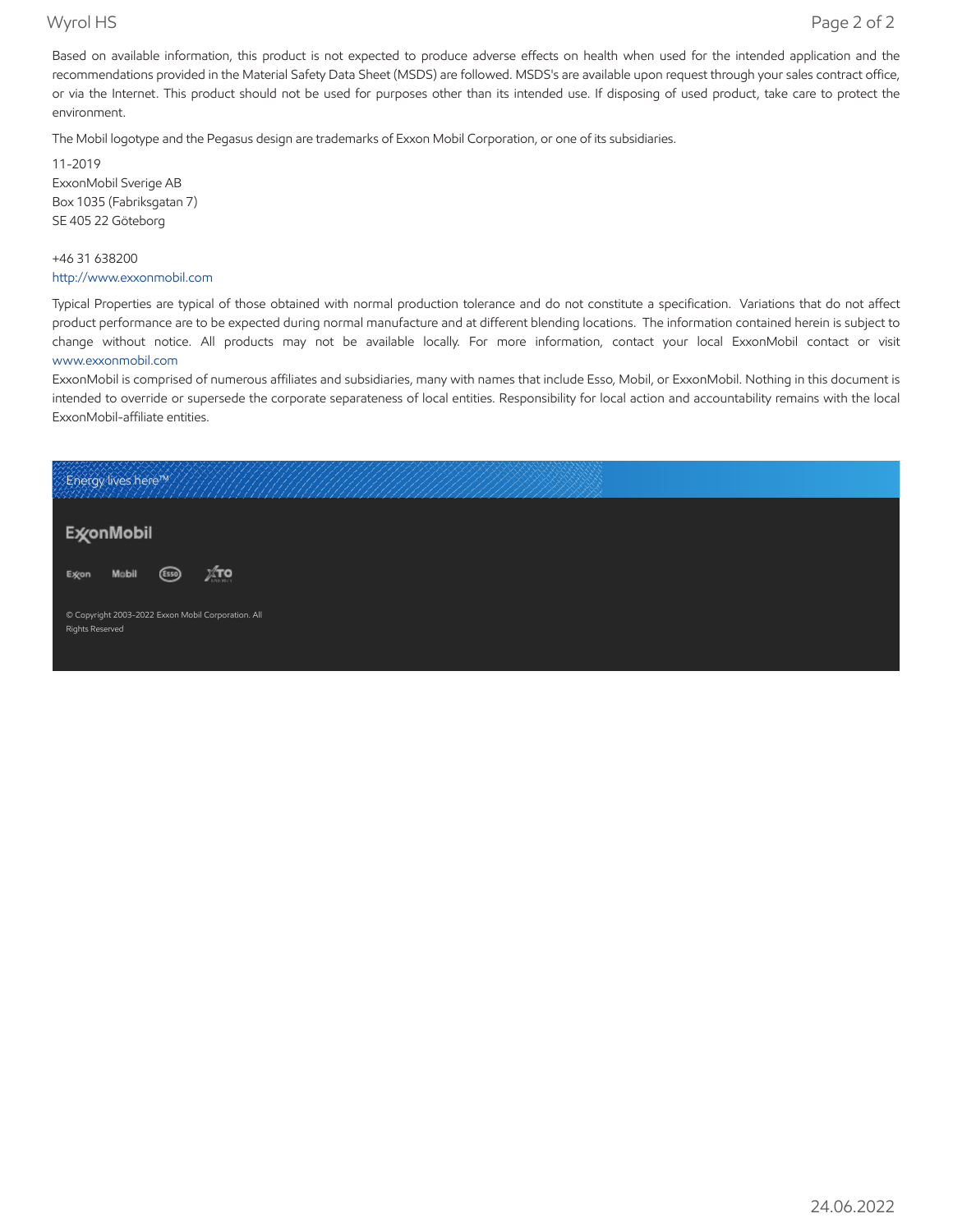Based on available information, this product is not expected to produce adverse effects on health when used for the intended application and the recommendations provided in the Material Safety Data Sheet (MSDS) are followed. MSDS's are available upon request through your sales contract office, or via the Internet. This product should not be used for purposes other than its intended use. If disposing of used product, take care to protect the environment.

The Mobil logotype and the Pegasus design are trademarks of Exxon Mobil Corporation, or one of its subsidiaries.

11-2019
ExxonMobil Sverige AB
Box 1035 (Fabriksgatan 7)
SE 405 22 Göteborg

+46 31 638200
http://www.exxonmobil.com

Typical Properties are typical of those obtained with normal production tolerance and do not constitute a specification. Variations that do not affect product performance are to be expected during normal manufacture and at different blending locations. The information contained herein is subject to change without notice. All products may not be available locally. For more information, contact your local ExxonMobil contact or visit www.exxonmobil.com

ExxonMobil is comprised of numerous affiliates and subsidiaries, many with names that include Esso, Mobil, or ExxonMobil. Nothing in this document is intended to override or supersede the corporate separateness of local entities. Responsibility for local action and accountability remains with the local ExxonMobil-affiliate entities.

Energy lives here™

ExxonMobil

Exxon Mobil Esso XTO

© Copyright 2003-2022 Exxon Mobil Corporation. All Rights Reserved

24.06.2022